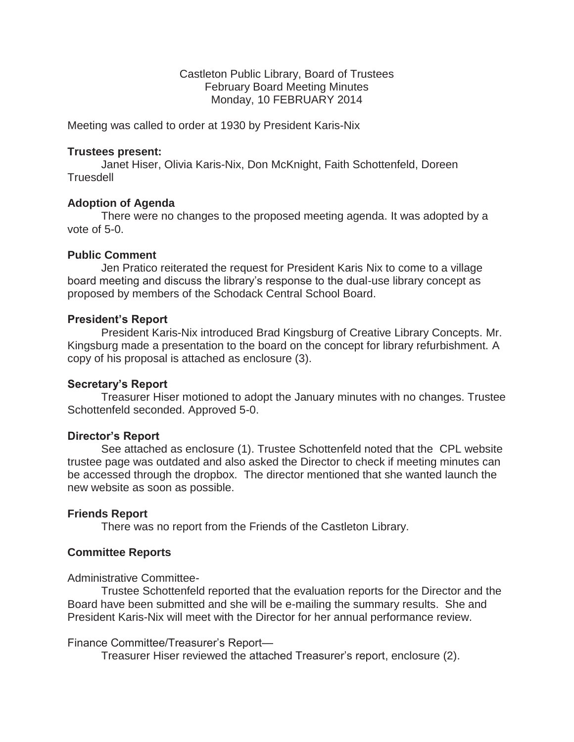Castleton Public Library, Board of Trustees
February Board Meeting Minutes
Monday, 10 FEBRUARY 2014

Meeting was called to order at 1930 by President Karis-Nix

**Trustees present:**

Janet Hiser, Olivia Karis-Nix, Don McKnight, Faith Schottenfeld, Doreen Truesdell

**Adoption of Agenda**

There were no changes to the proposed meeting agenda. It was adopted by a vote of 5-0.

**Public Comment**

Jen Pratico reiterated the request for President Karis Nix to come to a village board meeting and discuss the library's response to the dual-use library concept as proposed by members of the Schodack Central School Board.

**President's Report**

President Karis-Nix introduced Brad Kingsburg of Creative Library Concepts. Mr. Kingsburg made a presentation to the board on the concept for library refurbishment. A copy of his proposal is attached as enclosure (3).

**Secretary's Report**

Treasurer Hiser motioned to adopt the January minutes with no changes. Trustee Schottenfeld seconded. Approved 5-0.

**Director's Report**

See attached as enclosure (1). Trustee Schottenfeld noted that the CPL website trustee page was outdated and also asked the Director to check if meeting minutes can be accessed through the dropbox. The director mentioned that she wanted launch the new website as soon as possible.

**Friends Report**

There was no report from the Friends of the Castleton Library.

**Committee Reports**

Administrative Committee-

Trustee Schottenfeld reported that the evaluation reports for the Director and the Board have been submitted and she will be e-mailing the summary results. She and President Karis-Nix will meet with the Director for her annual performance review.

Finance Committee/Treasurer's Report—

Treasurer Hiser reviewed the attached Treasurer's report, enclosure (2).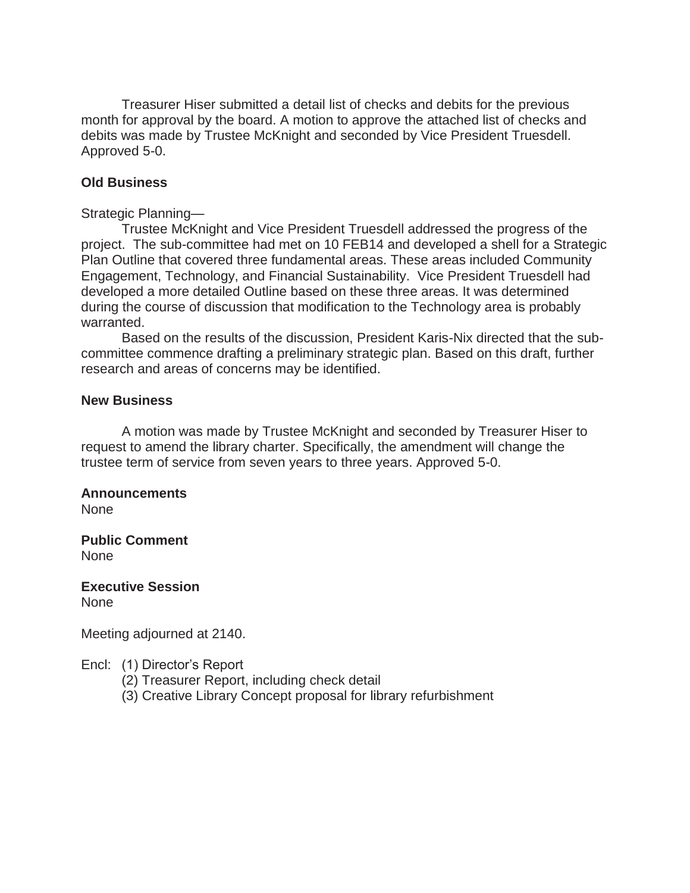Treasurer Hiser submitted a detail list of checks and debits for the previous month for approval by the board. A motion to approve the attached list of checks and debits was made by Trustee McKnight and seconded by Vice President Truesdell. Approved 5-0.

**Old Business**

Strategic Planning—

Trustee McKnight and Vice President Truesdell addressed the progress of the project. The sub-committee had met on 10 FEB14 and developed a shell for a Strategic Plan Outline that covered three fundamental areas. These areas included Community Engagement, Technology, and Financial Sustainability. Vice President Truesdell had developed a more detailed Outline based on these three areas. It was determined during the course of discussion that modification to the Technology area is probably warranted.

Based on the results of the discussion, President Karis-Nix directed that the sub-committee commence drafting a preliminary strategic plan. Based on this draft, further research and areas of concerns may be identified.

**New Business**

A motion was made by Trustee McKnight and seconded by Treasurer Hiser to request to amend the library charter. Specifically, the amendment will change the trustee term of service from seven years to three years. Approved 5-0.

**Announcements**

None

**Public Comment**

None

**Executive Session**

None

Meeting adjourned at 2140.

Encl: (1) Director's Report
(2) Treasurer Report, including check detail
(3) Creative Library Concept proposal for library refurbishment